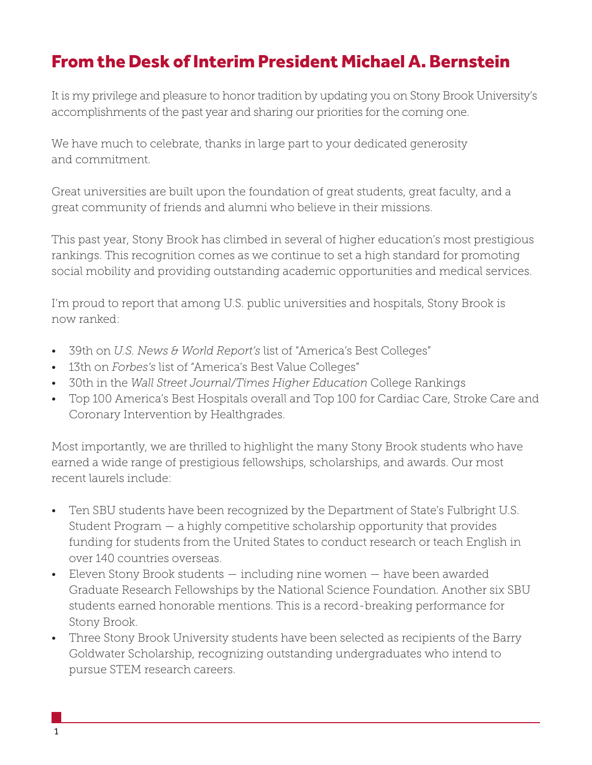# From the Desk of Interim President Michael A. Bernstein

It is my privilege and pleasure to honor tradition by updating you on Stony Brook University's accomplishments of the past year and sharing our priorities for the coming one.

We have much to celebrate, thanks in large part to your dedicated generosity and commitment.

Great universities are built upon the foundation of great students, great faculty, and a great community of friends and alumni who believe in their missions.

This past year, Stony Brook has climbed in several of higher education's most prestigious rankings. This recognition comes as we continue to set a high standard for promoting social mobility and providing outstanding academic opportunities and medical services.

I'm proud to report that among U.S. public universities and hospitals, Stony Brook is now ranked:

- 39th on *U.S. News & World Report's* list of "America's Best Colleges"
- 13th on *Forbes's* list of "America's Best Value Colleges"
- 30th in the *Wall Street Journal/Times Higher Education* College Rankings
- Top 100 America's Best Hospitals overall and Top 100 for Cardiac Care, Stroke Care and Coronary Intervention by Healthgrades.

Most importantly, we are thrilled to highlight the many Stony Brook students who have earned a wide range of prestigious fellowships, scholarships, and awards. Our most recent laurels include:

- Ten SBU students have been recognized by the Department of State's Fulbright U.S. Student Program — a highly competitive scholarship opportunity that provides funding for students from the United States to conduct research or teach English in over 140 countries overseas.
- Eleven Stony Brook students — including nine women — have been awarded Graduate Research Fellowships by the National Science Foundation. Another six SBU students earned honorable mentions. This is a record-breaking performance for Stony Brook.
- Three Stony Brook University students have been selected as recipients of the Barry Goldwater Scholarship, recognizing outstanding undergraduates who intend to pursue STEM research careers.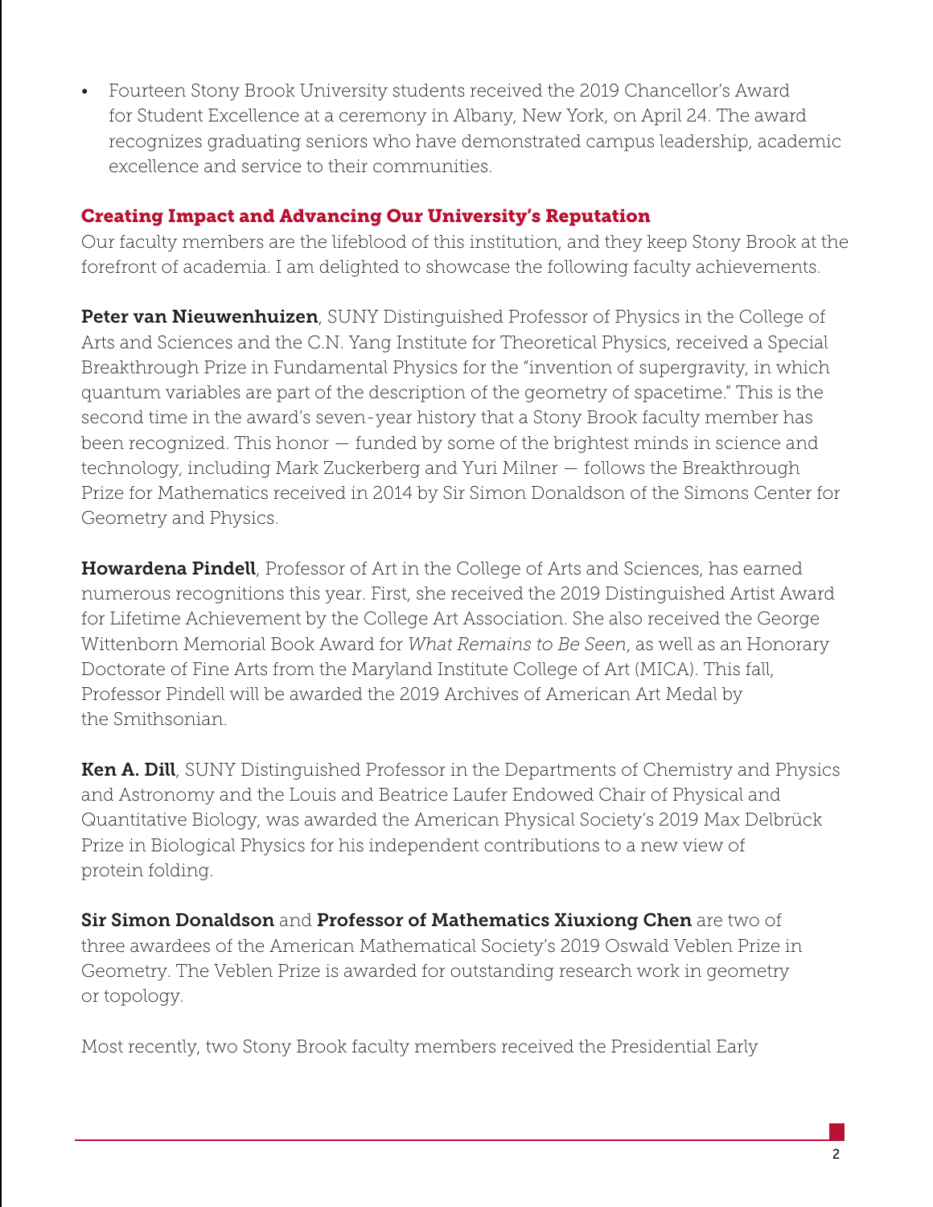- Fourteen Stony Brook University students received the 2019 Chancellor's Award for Student Excellence at a ceremony in Albany, New York, on April 24. The award recognizes graduating seniors who have demonstrated campus leadership, academic excellence and service to their communities.

## Creating Impact and Advancing Our University's Reputation

Our faculty members are the lifeblood of this institution, and they keep Stony Brook at the forefront of academia. I am delighted to showcase the following faculty achievements.

**Peter van Nieuwenhuizen**, SUNY Distinguished Professor of Physics in the College of Arts and Sciences and the C.N. Yang Institute for Theoretical Physics, received a Special Breakthrough Prize in Fundamental Physics for the "invention of supergravity, in which quantum variables are part of the description of the geometry of spacetime." This is the second time in the award's seven-year history that a Stony Brook faculty member has been recognized. This honor — funded by some of the brightest minds in science and technology, including Mark Zuckerberg and Yuri Milner — follows the Breakthrough Prize for Mathematics received in 2014 by Sir Simon Donaldson of the Simons Center for Geometry and Physics.

**Howardena Pindell**, Professor of Art in the College of Arts and Sciences, has earned numerous recognitions this year. First, she received the 2019 Distinguished Artist Award for Lifetime Achievement by the College Art Association. She also received the George Wittenborn Memorial Book Award for *What Remains to Be Seen*, as well as an Honorary Doctorate of Fine Arts from the Maryland Institute College of Art (MICA). This fall, Professor Pindell will be awarded the 2019 Archives of American Art Medal by the Smithsonian.

**Ken A. Dill**, SUNY Distinguished Professor in the Departments of Chemistry and Physics and Astronomy and the Louis and Beatrice Laufer Endowed Chair of Physical and Quantitative Biology, was awarded the American Physical Society's 2019 Max Delbrück Prize in Biological Physics for his independent contributions to a new view of protein folding.

**Sir Simon Donaldson** and **Professor of Mathematics Xiuxiong Chen** are two of three awardees of the American Mathematical Society's 2019 Oswald Veblen Prize in Geometry. The Veblen Prize is awarded for outstanding research work in geometry or topology.

Most recently, two Stony Brook faculty members received the Presidential Early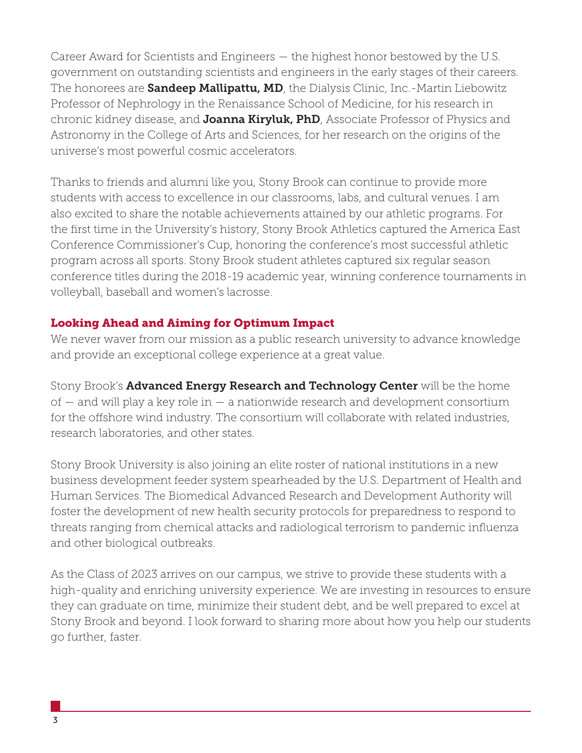Career Award for Scientists and Engineers — the highest honor bestowed by the U.S. government on outstanding scientists and engineers in the early stages of their careers. The honorees are **Sandeep Mallipattu, MD**, the Dialysis Clinic, Inc.-Martin Liebowitz Professor of Nephrology in the Renaissance School of Medicine, for his research in chronic kidney disease, and **Joanna Kiryluk, PhD**, Associate Professor of Physics and Astronomy in the College of Arts and Sciences, for her research on the origins of the universe's most powerful cosmic accelerators.

Thanks to friends and alumni like you, Stony Brook can continue to provide more students with access to excellence in our classrooms, labs, and cultural venues. I am also excited to share the notable achievements attained by our athletic programs. For the first time in the University's history, Stony Brook Athletics captured the America East Conference Commissioner's Cup, honoring the conference's most successful athletic program across all sports. Stony Brook student athletes captured six regular season conference titles during the 2018-19 academic year, winning conference tournaments in volleyball, baseball and women's lacrosse.

## Looking Ahead and Aiming for Optimum Impact

We never waver from our mission as a public research university to advance knowledge and provide an exceptional college experience at a great value.

Stony Brook's **Advanced Energy Research and Technology Center** will be the home of — and will play a key role in — a nationwide research and development consortium for the offshore wind industry. The consortium will collaborate with related industries, research laboratories, and other states.

Stony Brook University is also joining an elite roster of national institutions in a new business development feeder system spearheaded by the U.S. Department of Health and Human Services. The Biomedical Advanced Research and Development Authority will foster the development of new health security protocols for preparedness to respond to threats ranging from chemical attacks and radiological terrorism to pandemic influenza and other biological outbreaks.

As the Class of 2023 arrives on our campus, we strive to provide these students with a high-quality and enriching university experience. We are investing in resources to ensure they can graduate on time, minimize their student debt, and be well prepared to excel at Stony Brook and beyond. I look forward to sharing more about how you help our students go further, faster.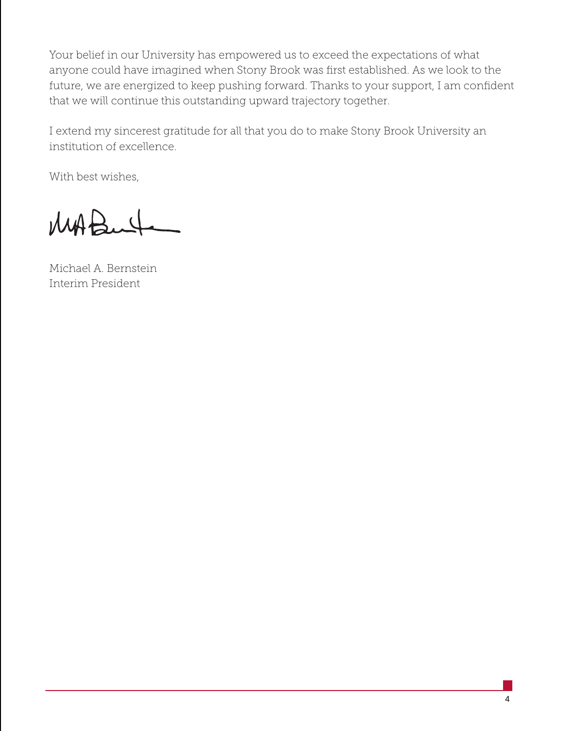Your belief in our University has empowered us to exceed the expectations of what anyone could have imagined when Stony Brook was first established. As we look to the future, we are energized to keep pushing forward. Thanks to your support, I am confident that we will continue this outstanding upward trajectory together.

I extend my sincerest gratitude for all that you do to make Stony Brook University an institution of excellence.

With best wishes,

Michael A. Bernstein
Interim President